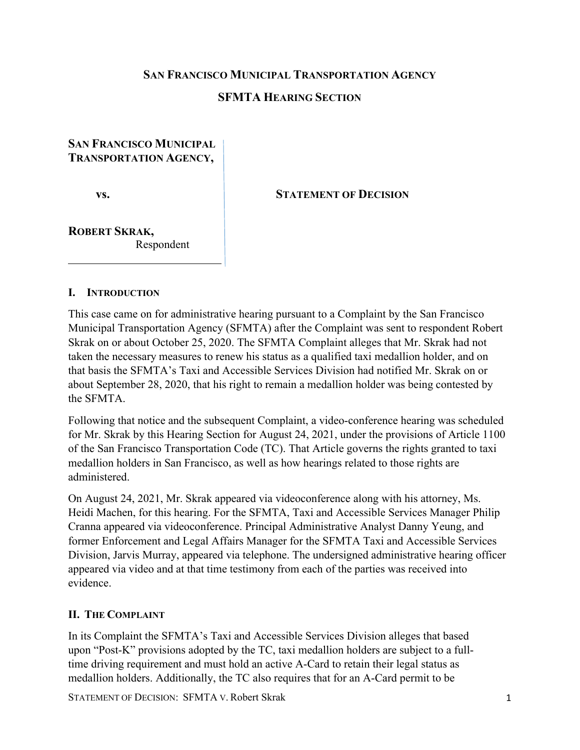**SAN FRANCISCO MUNICIPAL TRANSPORTATION AGENCY**

**SFMTA HEARING SECTION**

**SAN FRANCISCO MUNICIPAL TRANSPORTATION AGENCY,**

**vs.**

**ROBERT SKRAK,**
Respondent

**STATEMENT OF DECISION**

## I. INTRODUCTION

This case came on for administrative hearing pursuant to a Complaint by the San Francisco Municipal Transportation Agency (SFMTA) after the Complaint was sent to respondent Robert Skrak on or about October 25, 2020. The SFMTA Complaint alleges that Mr. Skrak had not taken the necessary measures to renew his status as a qualified taxi medallion holder, and on that basis the SFMTA's Taxi and Accessible Services Division had notified Mr. Skrak on or about September 28, 2020, that his right to remain a medallion holder was being contested by the SFMTA.

Following that notice and the subsequent Complaint, a video-conference hearing was scheduled for Mr. Skrak by this Hearing Section for August 24, 2021, under the provisions of Article 1100 of the San Francisco Transportation Code (TC). That Article governs the rights granted to taxi medallion holders in San Francisco, as well as how hearings related to those rights are administered.

On August 24, 2021, Mr. Skrak appeared via videoconference along with his attorney, Ms. Heidi Machen, for this hearing. For the SFMTA, Taxi and Accessible Services Manager Philip Cranna appeared via videoconference. Principal Administrative Analyst Danny Yeung, and former Enforcement and Legal Affairs Manager for the SFMTA Taxi and Accessible Services Division, Jarvis Murray, appeared via telephone. The undersigned administrative hearing officer appeared via video and at that time testimony from each of the parties was received into evidence.

## II. THE COMPLAINT

In its Complaint the SFMTA's Taxi and Accessible Services Division alleges that based upon "Post-K" provisions adopted by the TC, taxi medallion holders are subject to a full-time driving requirement and must hold an active A-Card to retain their legal status as medallion holders. Additionally, the TC also requires that for an A-Card permit to be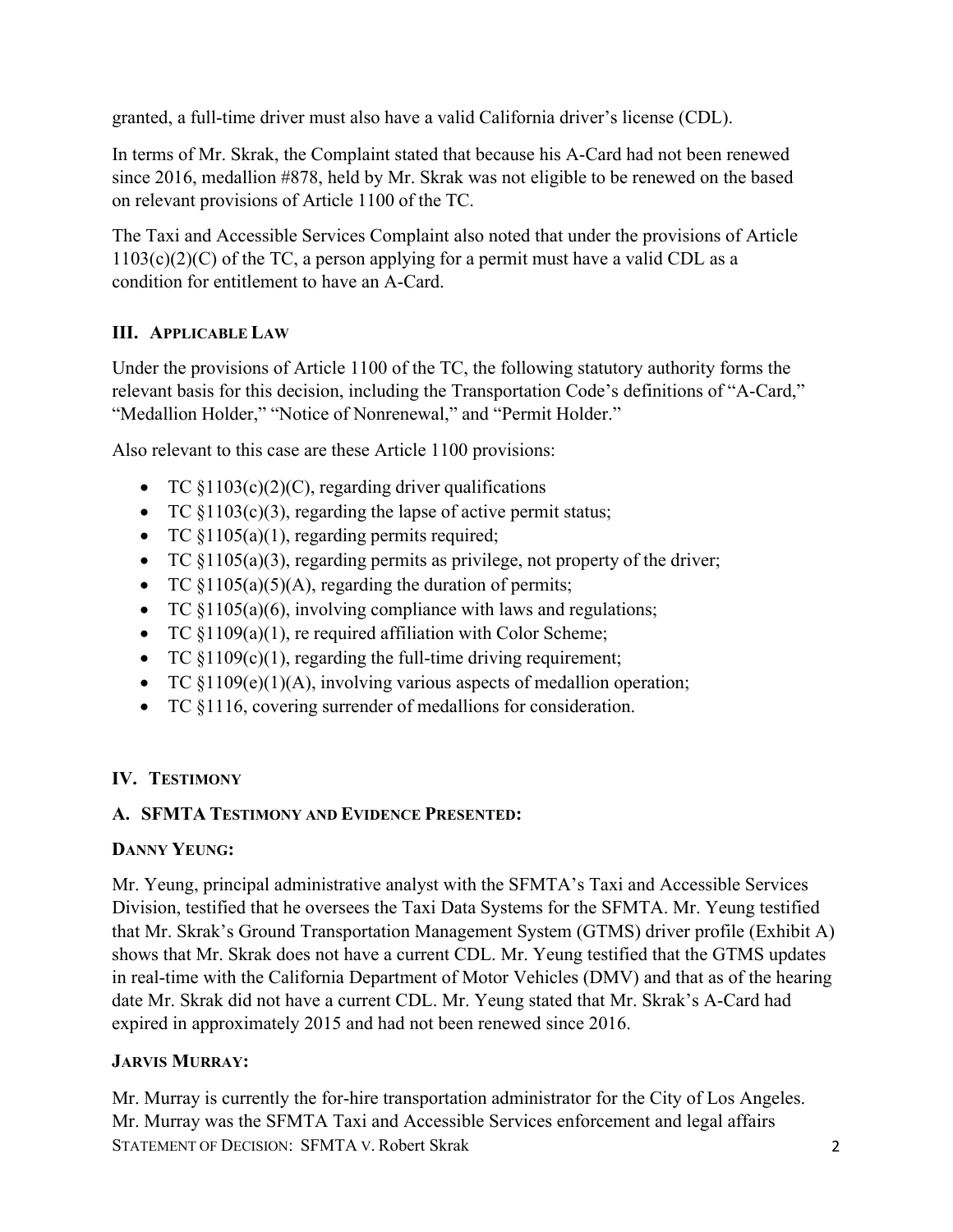granted, a full-time driver must also have a valid California driver's license (CDL).

In terms of Mr. Skrak, the Complaint stated that because his A-Card had not been renewed since 2016, medallion #878, held by Mr. Skrak was not eligible to be renewed on the based on relevant provisions of Article 1100 of the TC.

The Taxi and Accessible Services Complaint also noted that under the provisions of Article 1103(c)(2)(C) of the TC, a person applying for a permit must have a valid CDL as a condition for entitlement to have an A-Card.

## III. Applicable Law

Under the provisions of Article 1100 of the TC, the following statutory authority forms the relevant basis for this decision, including the Transportation Code's definitions of "A-Card," "Medallion Holder," "Notice of Nonrenewal," and "Permit Holder."

Also relevant to this case are these Article 1100 provisions:

- TC §1103(c)(2)(C), regarding driver qualifications
- TC §1103(c)(3), regarding the lapse of active permit status;
- TC §1105(a)(1), regarding permits required;
- TC §1105(a)(3), regarding permits as privilege, not property of the driver;
- TC §1105(a)(5)(A), regarding the duration of permits;
- TC §1105(a)(6), involving compliance with laws and regulations;
- TC §1109(a)(1), re required affiliation with Color Scheme;
- TC §1109(c)(1), regarding the full-time driving requirement;
- TC §1109(e)(1)(A), involving various aspects of medallion operation;
- TC §1116, covering surrender of medallions for consideration.

## IV. Testimony

### A. SFMTA Testimony and Evidence Presented:

**Danny Yeung:**

Mr. Yeung, principal administrative analyst with the SFMTA's Taxi and Accessible Services Division, testified that he oversees the Taxi Data Systems for the SFMTA. Mr. Yeung testified that Mr. Skrak's Ground Transportation Management System (GTMS) driver profile (Exhibit A) shows that Mr. Skrak does not have a current CDL. Mr. Yeung testified that the GTMS updates in real-time with the California Department of Motor Vehicles (DMV) and that as of the hearing date Mr. Skrak did not have a current CDL. Mr. Yeung stated that Mr. Skrak's A-Card had expired in approximately 2015 and had not been renewed since 2016.

**Jarvis Murray:**

Mr. Murray is currently the for-hire transportation administrator for the City of Los Angeles. Mr. Murray was the SFMTA Taxi and Accessible Services enforcement and legal affairs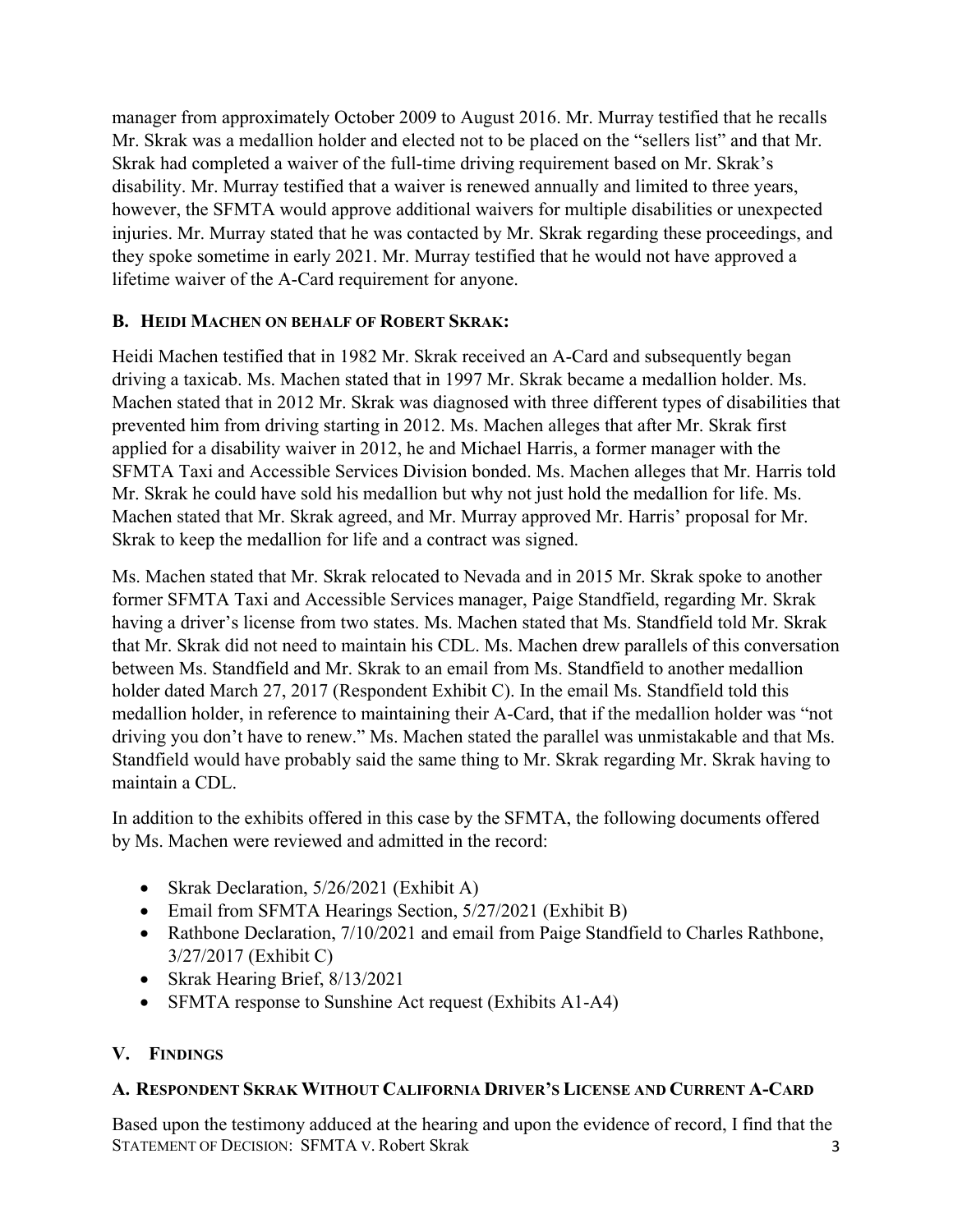manager from approximately October 2009 to August 2016. Mr. Murray testified that he recalls Mr. Skrak was a medallion holder and elected not to be placed on the "sellers list" and that Mr. Skrak had completed a waiver of the full-time driving requirement based on Mr. Skrak's disability. Mr. Murray testified that a waiver is renewed annually and limited to three years, however, the SFMTA would approve additional waivers for multiple disabilities or unexpected injuries. Mr. Murray stated that he was contacted by Mr. Skrak regarding these proceedings, and they spoke sometime in early 2021. Mr. Murray testified that he would not have approved a lifetime waiver of the A-Card requirement for anyone.

### B. Heidi Machen on behalf of Robert Skrak:

Heidi Machen testified that in 1982 Mr. Skrak received an A-Card and subsequently began driving a taxicab. Ms. Machen stated that in 1997 Mr. Skrak became a medallion holder. Ms. Machen stated that in 2012 Mr. Skrak was diagnosed with three different types of disabilities that prevented him from driving starting in 2012. Ms. Machen alleges that after Mr. Skrak first applied for a disability waiver in 2012, he and Michael Harris, a former manager with the SFMTA Taxi and Accessible Services Division bonded. Ms. Machen alleges that Mr. Harris told Mr. Skrak he could have sold his medallion but why not just hold the medallion for life. Ms. Machen stated that Mr. Skrak agreed, and Mr. Murray approved Mr. Harris' proposal for Mr. Skrak to keep the medallion for life and a contract was signed.

Ms. Machen stated that Mr. Skrak relocated to Nevada and in 2015 Mr. Skrak spoke to another former SFMTA Taxi and Accessible Services manager, Paige Standfield, regarding Mr. Skrak having a driver's license from two states. Ms. Machen stated that Ms. Standfield told Mr. Skrak that Mr. Skrak did not need to maintain his CDL. Ms. Machen drew parallels of this conversation between Ms. Standfield and Mr. Skrak to an email from Ms. Standfield to another medallion holder dated March 27, 2017 (Respondent Exhibit C). In the email Ms. Standfield told this medallion holder, in reference to maintaining their A-Card, that if the medallion holder was "not driving you don't have to renew." Ms. Machen stated the parallel was unmistakable and that Ms. Standfield would have probably said the same thing to Mr. Skrak regarding Mr. Skrak having to maintain a CDL.

In addition to the exhibits offered in this case by the SFMTA, the following documents offered by Ms. Machen were reviewed and admitted in the record:

- Skrak Declaration, 5/26/2021 (Exhibit A)
- Email from SFMTA Hearings Section, 5/27/2021 (Exhibit B)
- Rathbone Declaration, 7/10/2021 and email from Paige Standfield to Charles Rathbone, 3/27/2017 (Exhibit C)
- Skrak Hearing Brief, 8/13/2021
- SFMTA response to Sunshine Act request (Exhibits A1-A4)

## V. Findings

### A. Respondent Skrak Without California Driver's License and Current A-Card

Based upon the testimony adduced at the hearing and upon the evidence of record, I find that the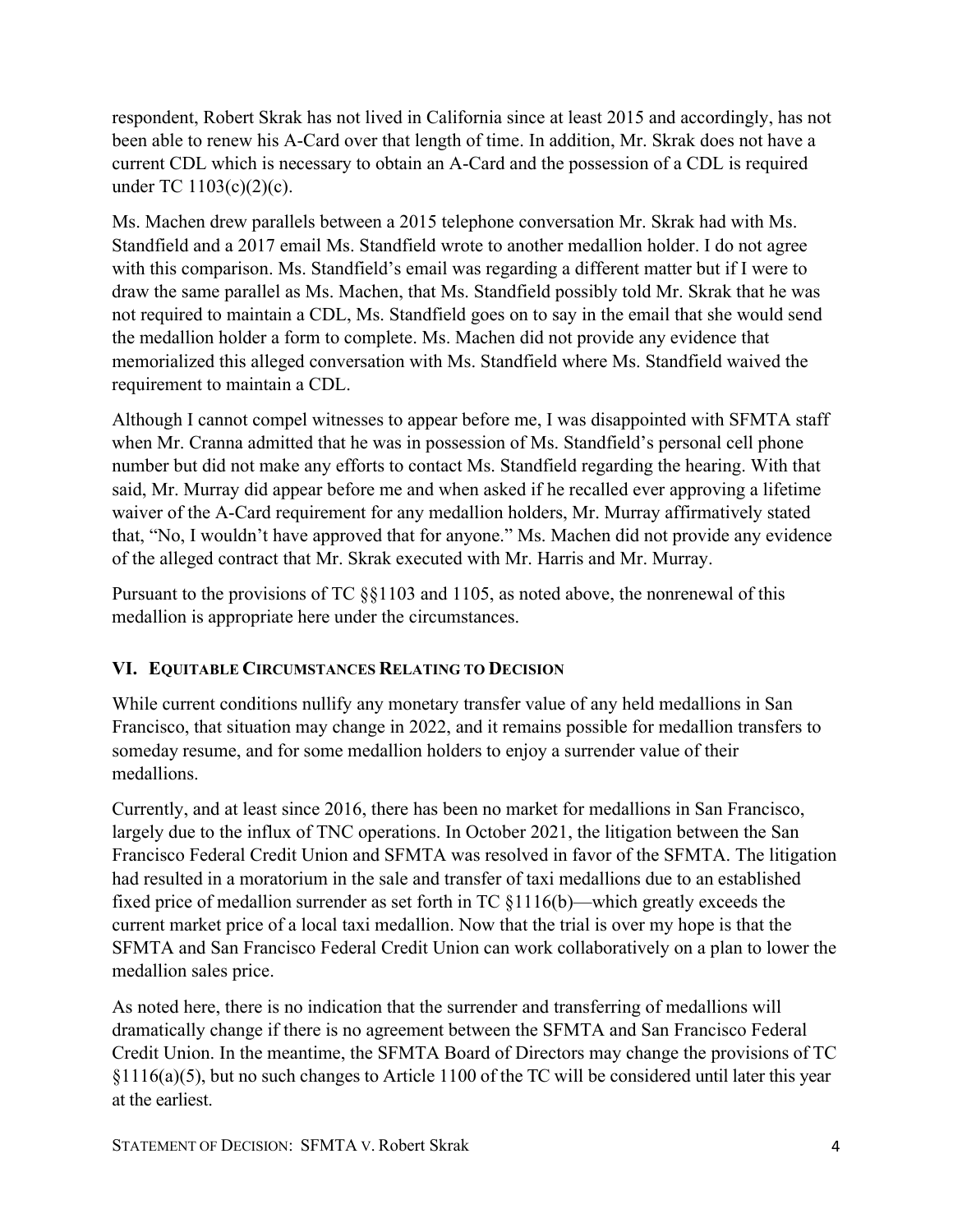respondent, Robert Skrak has not lived in California since at least 2015 and accordingly, has not been able to renew his A-Card over that length of time. In addition, Mr. Skrak does not have a current CDL which is necessary to obtain an A-Card and the possession of a CDL is required under TC 1103(c)(2)(c).

Ms. Machen drew parallels between a 2015 telephone conversation Mr. Skrak had with Ms. Standfield and a 2017 email Ms. Standfield wrote to another medallion holder. I do not agree with this comparison. Ms. Standfield's email was regarding a different matter but if I were to draw the same parallel as Ms. Machen, that Ms. Standfield possibly told Mr. Skrak that he was not required to maintain a CDL, Ms. Standfield goes on to say in the email that she would send the medallion holder a form to complete. Ms. Machen did not provide any evidence that memorialized this alleged conversation with Ms. Standfield where Ms. Standfield waived the requirement to maintain a CDL.

Although I cannot compel witnesses to appear before me, I was disappointed with SFMTA staff when Mr. Cranna admitted that he was in possession of Ms. Standfield's personal cell phone number but did not make any efforts to contact Ms. Standfield regarding the hearing. With that said, Mr. Murray did appear before me and when asked if he recalled ever approving a lifetime waiver of the A-Card requirement for any medallion holders, Mr. Murray affirmatively stated that, "No, I wouldn't have approved that for anyone." Ms. Machen did not provide any evidence of the alleged contract that Mr. Skrak executed with Mr. Harris and Mr. Murray.

Pursuant to the provisions of TC §§1103 and 1105, as noted above, the nonrenewal of this medallion is appropriate here under the circumstances.

## VI. Equitable Circumstances Relating to Decision

While current conditions nullify any monetary transfer value of any held medallions in San Francisco, that situation may change in 2022, and it remains possible for medallion transfers to someday resume, and for some medallion holders to enjoy a surrender value of their medallions.

Currently, and at least since 2016, there has been no market for medallions in San Francisco, largely due to the influx of TNC operations. In October 2021, the litigation between the San Francisco Federal Credit Union and SFMTA was resolved in favor of the SFMTA. The litigation had resulted in a moratorium in the sale and transfer of taxi medallions due to an established fixed price of medallion surrender as set forth in TC §1116(b)—which greatly exceeds the current market price of a local taxi medallion. Now that the trial is over my hope is that the SFMTA and San Francisco Federal Credit Union can work collaboratively on a plan to lower the medallion sales price.

As noted here, there is no indication that the surrender and transferring of medallions will dramatically change if there is no agreement between the SFMTA and San Francisco Federal Credit Union. In the meantime, the SFMTA Board of Directors may change the provisions of TC §1116(a)(5), but no such changes to Article 1100 of the TC will be considered until later this year at the earliest.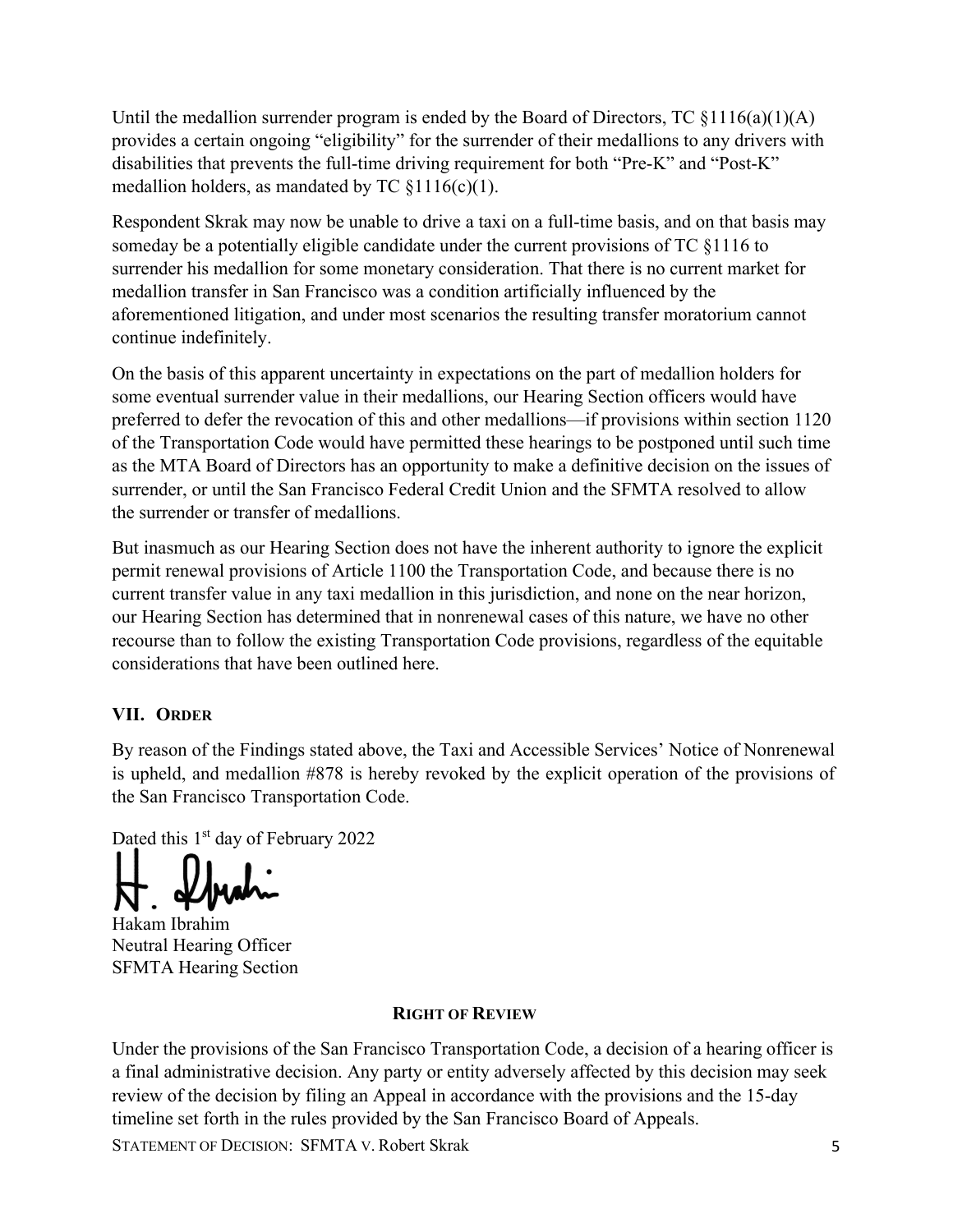Until the medallion surrender program is ended by the Board of Directors, TC §1116(a)(1)(A) provides a certain ongoing "eligibility" for the surrender of their medallions to any drivers with disabilities that prevents the full-time driving requirement for both "Pre-K" and "Post-K" medallion holders, as mandated by TC §1116(c)(1).

Respondent Skrak may now be unable to drive a taxi on a full-time basis, and on that basis may someday be a potentially eligible candidate under the current provisions of TC §1116 to surrender his medallion for some monetary consideration. That there is no current market for medallion transfer in San Francisco was a condition artificially influenced by the aforementioned litigation, and under most scenarios the resulting transfer moratorium cannot continue indefinitely.

On the basis of this apparent uncertainty in expectations on the part of medallion holders for some eventual surrender value in their medallions, our Hearing Section officers would have preferred to defer the revocation of this and other medallions—if provisions within section 1120 of the Transportation Code would have permitted these hearings to be postponed until such time as the MTA Board of Directors has an opportunity to make a definitive decision on the issues of surrender, or until the San Francisco Federal Credit Union and the SFMTA resolved to allow the surrender or transfer of medallions.

But inasmuch as our Hearing Section does not have the inherent authority to ignore the explicit permit renewal provisions of Article 1100 the Transportation Code, and because there is no current transfer value in any taxi medallion in this jurisdiction, and none on the near horizon, our Hearing Section has determined that in nonrenewal cases of this nature, we have no other recourse than to follow the existing Transportation Code provisions, regardless of the equitable considerations that have been outlined here.

## VII. ORDER

By reason of the Findings stated above, the Taxi and Accessible Services' Notice of Nonrenewal is upheld, and medallion #878 is hereby revoked by the explicit operation of the provisions of the San Francisco Transportation Code.

Dated this 1st day of February 2022

Hakam Ibrahim
Neutral Hearing Officer
SFMTA Hearing Section

### RIGHT OF REVIEW

Under the provisions of the San Francisco Transportation Code, a decision of a hearing officer is a final administrative decision. Any party or entity adversely affected by this decision may seek review of the decision by filing an Appeal in accordance with the provisions and the 15-day timeline set forth in the rules provided by the San Francisco Board of Appeals.